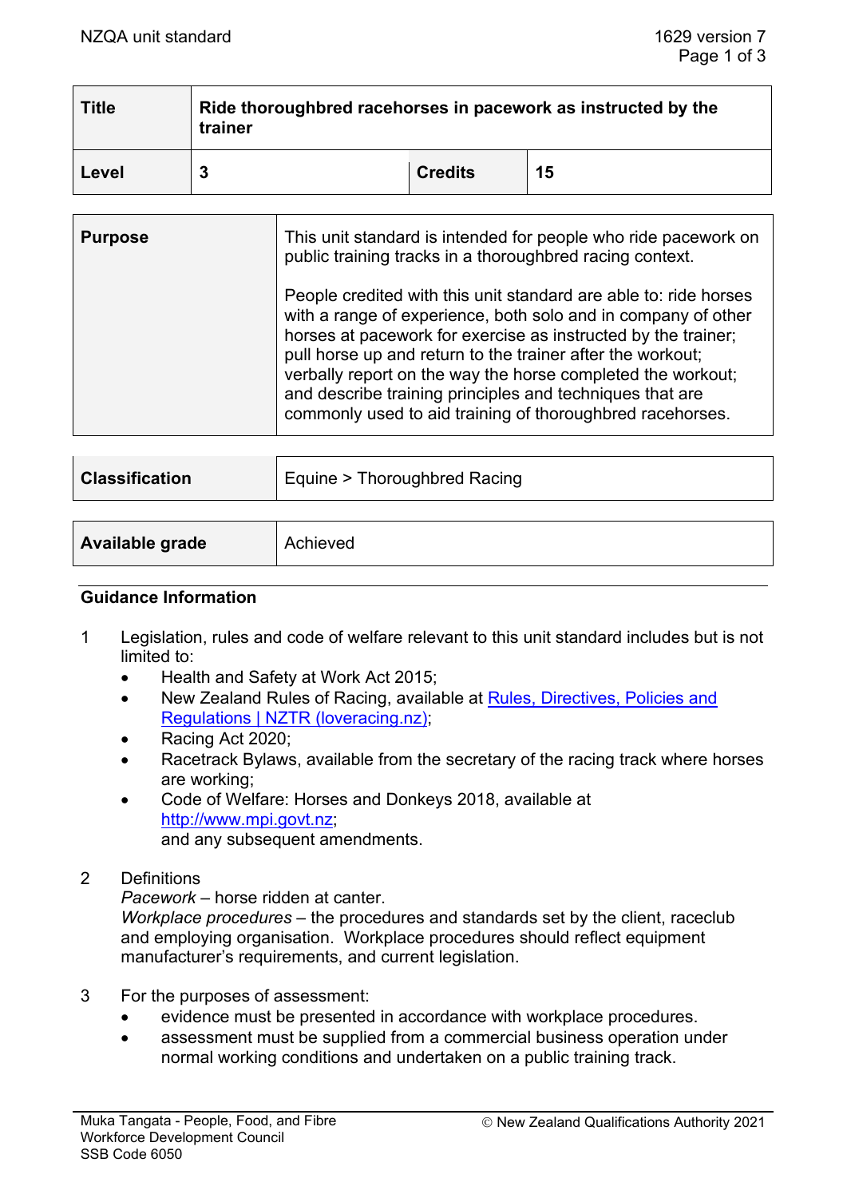| Title | Ride thoroughbred racehorses in pacework as instructed by the trainer | | |
|---|---|---|---|
| Level | 3 | Credits | 15 |

| Purpose | This unit standard is intended for people who ride pacework on public training tracks in a thoroughbred racing context.<br><br>People credited with this unit standard are able to: ride horses with a range of experience, both solo and in company of other horses at pacework for exercise as instructed by the trainer; pull horse up and return to the trainer after the workout; verbally report on the way the horse completed the workout; and describe training principles and techniques that are commonly used to aid training of thoroughbred racehorses. |
|---|---|

| Classification | Equine > Thoroughbred Racing |
|---|---|

| Available grade | Achieved |
|---|---|

## Guidance Information

1. Legislation, rules and code of welfare relevant to this unit standard includes but is not limited to:
   - Health and Safety at Work Act 2015;
   - New Zealand Rules of Racing, available at [Rules, Directives, Policies and Regulations | NZTR (loveracing.nz)](https://loveracing.nz);
   - Racing Act 2020;
   - Racetrack Bylaws, available from the secretary of the racing track where horses are working;
   - Code of Welfare: Horses and Donkeys 2018, available at [http://www.mpi.govt.nz](http://www.mpi.govt.nz);

   and any subsequent amendments.

2. Definitions

   *Pacework* – horse ridden at canter.

   *Workplace procedures* – the procedures and standards set by the client, raceclub and employing organisation. Workplace procedures should reflect equipment manufacturer's requirements, and current legislation.

3. For the purposes of assessment:
   - evidence must be presented in accordance with workplace procedures.
   - assessment must be supplied from a commercial business operation under normal working conditions and undertaken on a public training track.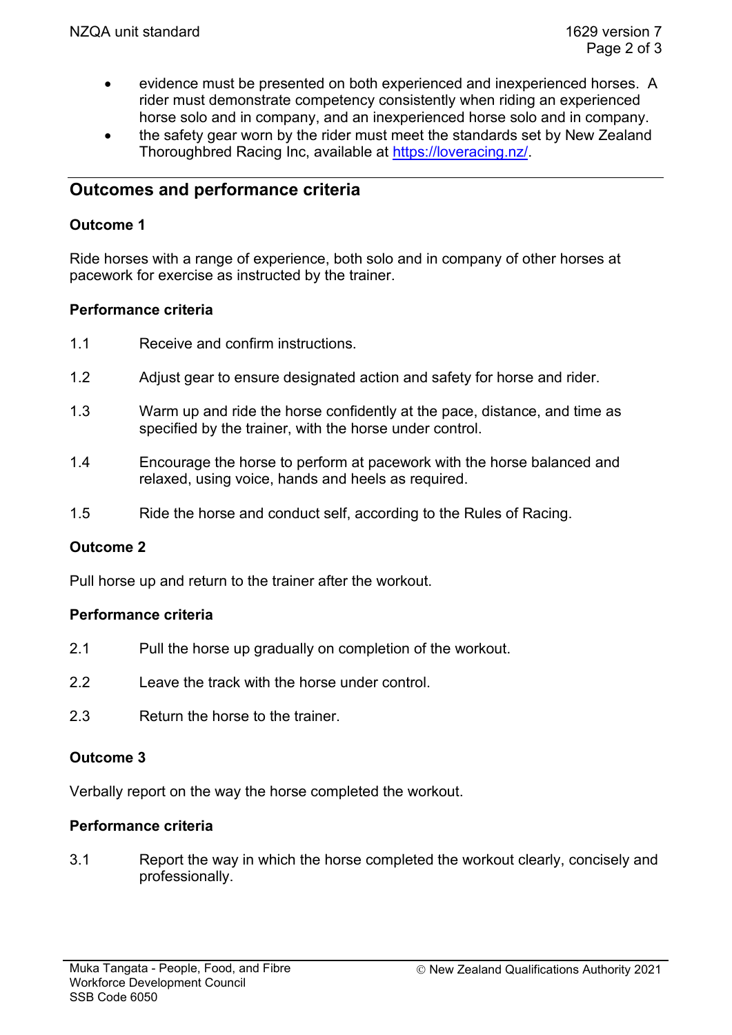- evidence must be presented on both experienced and inexperienced horses. A rider must demonstrate competency consistently when riding an experienced horse solo and in company, and an inexperienced horse solo and in company.
- the safety gear worn by the rider must meet the standards set by New Zealand Thoroughbred Racing Inc, available at [https://loveracing.nz/](https://loveracing.nz/).

## Outcomes and performance criteria

### Outcome 1

Ride horses with a range of experience, both solo and in company of other horses at pacework for exercise as instructed by the trainer.

#### Performance criteria

1.1 Receive and confirm instructions.

1.2 Adjust gear to ensure designated action and safety for horse and rider.

1.3 Warm up and ride the horse confidently at the pace, distance, and time as specified by the trainer, with the horse under control.

1.4 Encourage the horse to perform at pacework with the horse balanced and relaxed, using voice, hands and heels as required.

1.5 Ride the horse and conduct self, according to the Rules of Racing.

### Outcome 2

Pull horse up and return to the trainer after the workout.

#### Performance criteria

2.1 Pull the horse up gradually on completion of the workout.

2.2 Leave the track with the horse under control.

2.3 Return the horse to the trainer.

### Outcome 3

Verbally report on the way the horse completed the workout.

#### Performance criteria

3.1 Report the way in which the horse completed the workout clearly, concisely and professionally.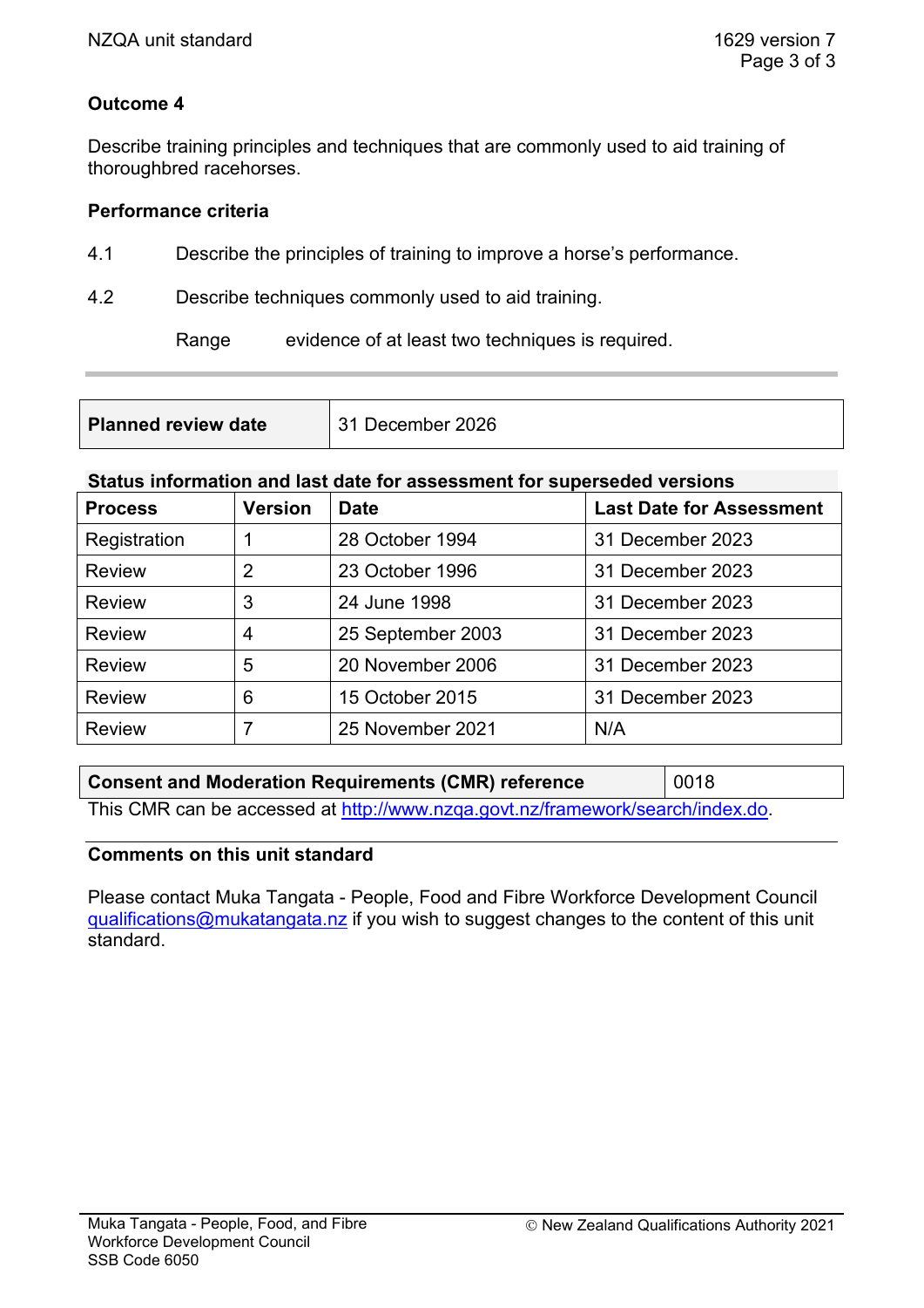**Outcome 4**

Describe training principles and techniques that are commonly used to aid training of thoroughbred racehorses.

**Performance criteria**

4.1 Describe the principles of training to improve a horse's performance.

4.2 Describe techniques commonly used to aid training.

Range evidence of at least two techniques is required.

| | |
|---|---|
| **Planned review date** | 31 December 2026 |

**Status information and last date for assessment for superseded versions**

| Process | Version | Date | Last Date for Assessment |
|---|---|---|---|
| Registration | 1 | 28 October 1994 | 31 December 2023 |
| Review | 2 | 23 October 1996 | 31 December 2023 |
| Review | 3 | 24 June 1998 | 31 December 2023 |
| Review | 4 | 25 September 2003 | 31 December 2023 |
| Review | 5 | 20 November 2006 | 31 December 2023 |
| Review | 6 | 15 October 2015 | 31 December 2023 |
| Review | 7 | 25 November 2021 | N/A |

| | |
|---|---|
| **Consent and Moderation Requirements (CMR) reference** | 0018 |

This CMR can be accessed at http://www.nzqa.govt.nz/framework/search/index.do.

**Comments on this unit standard**

Please contact Muka Tangata - People, Food and Fibre Workforce Development Council qualifications@mukatangata.nz if you wish to suggest changes to the content of this unit standard.